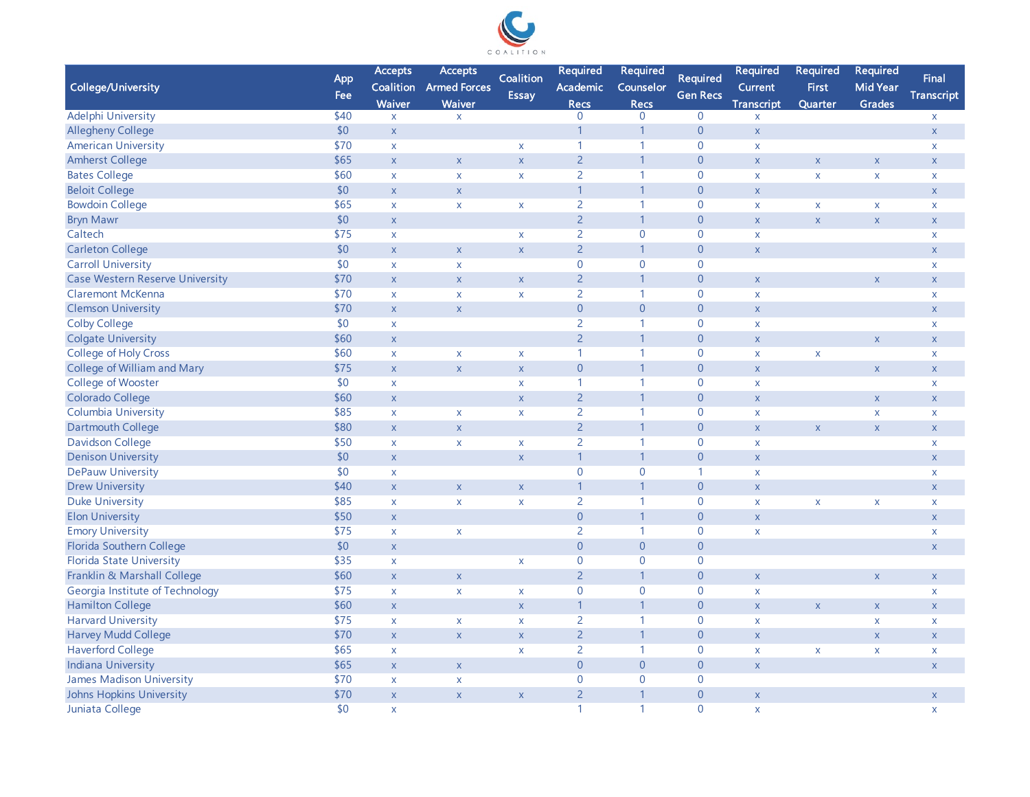COALITION

| College/University | App Fee | Accepts Coalition Waiver | Accepts Armed Forces Waiver | Coalition Essay | Required Academic Recs | Required Counselor Recs | Required Gen Recs | Required Current Transcript | Required First Quarter | Required Mid Year Grades | Final Transcript |
|---|---|---|---|---|---|---|---|---|---|---|---|
| Adelphi University | $40 | x | x | | 0 | 0 | 0 | x | | | x |
| Allegheny College | $0 | x | | | 1 | 1 | 0 | x | | | x |
| American University | $70 | x | | x | 1 | 1 | 0 | x | | | x |
| Amherst College | $65 | x | x | x | 2 | 1 | 0 | x | x | x | x |
| Bates College | $60 | x | x | x | 2 | 1 | 0 | x | x | x | x |
| Beloit College | $0 | x | x | | 1 | 1 | 0 | x | | | x |
| Bowdoin College | $65 | x | x | x | 2 | 1 | 0 | x | x | x | x |
| Bryn Mawr | $0 | x | | | 2 | 1 | 0 | x | x | x | x |
| Caltech | $75 | x | | x | 2 | 0 | 0 | x | | | x |
| Carleton College | $0 | x | x | x | 2 | 1 | 0 | x | | | x |
| Carroll University | $0 | x | x | | 0 | 0 | 0 | | | | x |
| Case Western Reserve University | $70 | x | x | x | 2 | 1 | 0 | x | | x | x |
| Claremont McKenna | $70 | x | x | x | 2 | 1 | 0 | x | | | x |
| Clemson University | $70 | x | x | | 0 | 0 | 0 | x | | | x |
| Colby College | $0 | x | | | 2 | 1 | 0 | x | | | x |
| Colgate University | $60 | x | | | 2 | 1 | 0 | x | | x | x |
| College of Holy Cross | $60 | x | x | x | 1 | 1 | 0 | x | x | | x |
| College of William and Mary | $75 | x | x | x | 0 | 1 | 0 | x | | x | x |
| College of Wooster | $0 | x | | x | 1 | 1 | 0 | x | | | x |
| Colorado College | $60 | x | | x | 2 | 1 | 0 | x | | x | x |
| Columbia University | $85 | x | x | x | 2 | 1 | 0 | x | | x | x |
| Dartmouth College | $80 | x | x | | 2 | 1 | 0 | x | x | x | x |
| Davidson College | $50 | x | x | x | 2 | 1 | 0 | x | | | x |
| Denison University | $0 | x | | x | 1 | 1 | 0 | x | | | x |
| DePauw University | $0 | x | | | 0 | 0 | 1 | x | | | x |
| Drew University | $40 | x | x | x | 1 | 1 | 0 | x | | | x |
| Duke University | $85 | x | x | x | 2 | 1 | 0 | x | x | x | x |
| Elon University | $50 | x | | | 0 | 1 | 0 | x | | | x |
| Emory University | $75 | x | x | | 2 | 1 | 0 | x | | | x |
| Florida Southern College | $0 | x | | | 0 | 0 | 0 | | | | x |
| Florida State University | $35 | x | | x | 0 | 0 | 0 | | | | |
| Franklin & Marshall College | $60 | x | x | | 2 | 1 | 0 | x | | x | x |
| Georgia Institute of Technology | $75 | x | x | x | 0 | 0 | 0 | x | | | x |
| Hamilton College | $60 | x | | x | 1 | 1 | 0 | x | x | x | x |
| Harvard University | $75 | x | x | x | 2 | 1 | 0 | x | | x | x |
| Harvey Mudd College | $70 | x | x | x | 2 | 1 | 0 | x | | x | x |
| Haverford College | $65 | x | | x | 2 | 1 | 0 | x | x | x | x |
| Indiana University | $65 | x | x | | 0 | 0 | 0 | x | | | x |
| James Madison University | $70 | x | x | | 0 | 0 | 0 | | | | |
| Johns Hopkins University | $70 | x | x | x | 2 | 1 | 0 | x | | | x |
| Juniata College | $0 | x | | | 1 | 1 | 0 | x | | | x |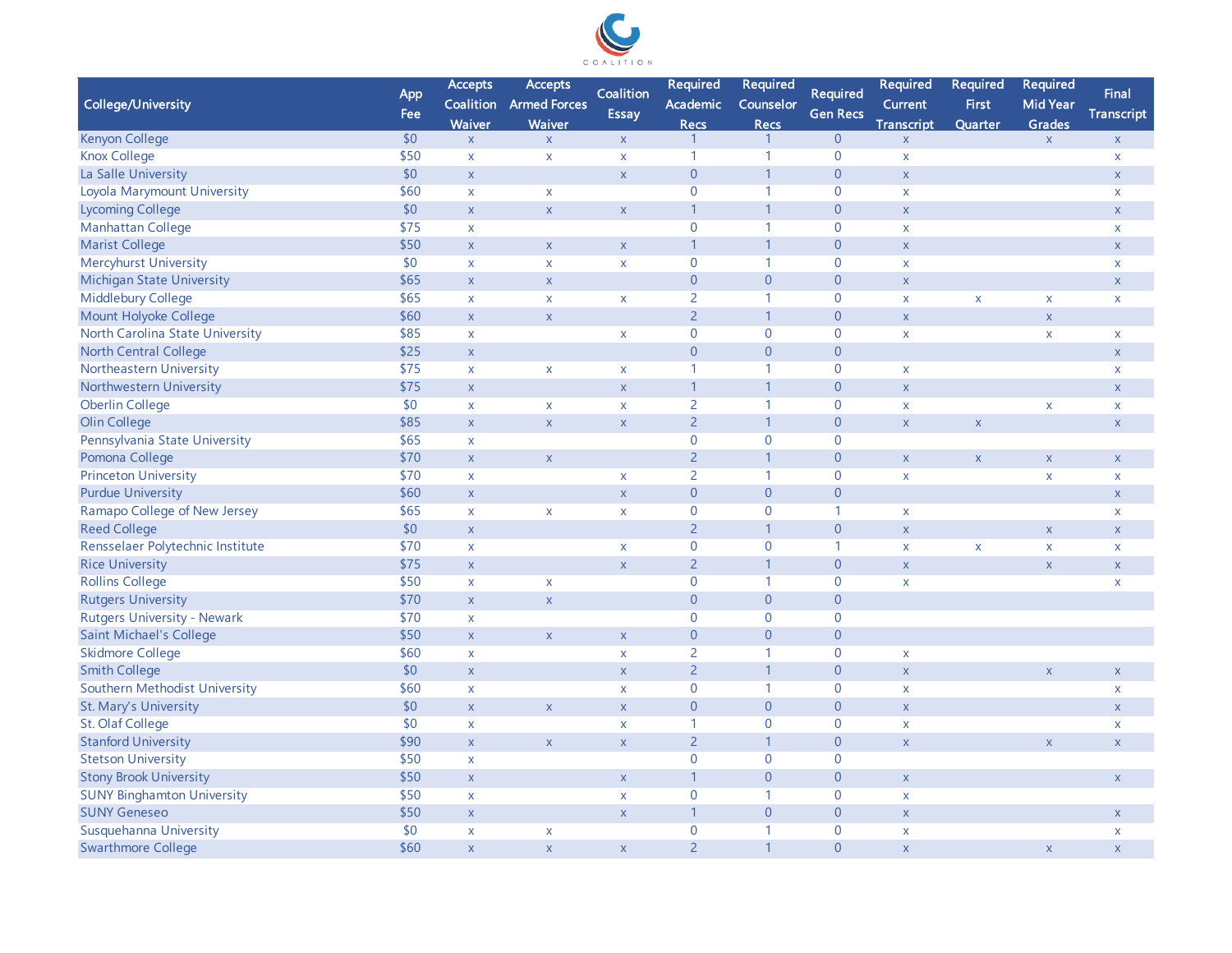COALITION

| College/University | App Fee | Accepts Coalition Waiver | Accepts Armed Forces Waiver | Coalition Essay | Required Academic Recs | Required Counselor Recs | Required Gen Recs | Required Current Transcript | Required First Quarter | Required Mid Year Grades | Final Transcript |
|---|---|---|---|---|---|---|---|---|---|---|---|
| Kenyon College | $0 | x | x | x | 1 | 1 | 0 | x | | x | x |
| Knox College | $50 | x | x | x | 1 | 1 | 0 | x | | | x |
| La Salle University | $0 | x | | x | 0 | 1 | 0 | x | | | x |
| Loyola Marymount University | $60 | x | x | | 0 | 1 | 0 | x | | | x |
| Lycoming College | $0 | x | x | x | 1 | 1 | 0 | x | | | x |
| Manhattan College | $75 | x | | | 0 | 1 | 0 | x | | | x |
| Marist College | $50 | x | x | x | 1 | 1 | 0 | x | | | x |
| Mercyhurst University | $0 | x | x | x | 0 | 1 | 0 | x | | | x |
| Michigan State University | $65 | x | x | | 0 | 0 | 0 | x | | | x |
| Middlebury College | $65 | x | x | x | 2 | 1 | 0 | x | x | x | x |
| Mount Holyoke College | $60 | x | x | | 2 | 1 | 0 | x | | x | |
| North Carolina State University | $85 | x | | x | 0 | 0 | 0 | x | | x | x |
| North Central College | $25 | x | | | 0 | 0 | 0 | | | | x |
| Northeastern University | $75 | x | x | x | 1 | 1 | 0 | x | | | x |
| Northwestern University | $75 | x | | x | 1 | 1 | 0 | x | | | x |
| Oberlin College | $0 | x | x | x | 2 | 1 | 0 | x | | x | x |
| Olin College | $85 | x | x | x | 2 | 1 | 0 | x | x | | x |
| Pennsylvania State University | $65 | x | | | 0 | 0 | 0 | | | | |
| Pomona College | $70 | x | x | | 2 | 1 | 0 | x | x | x | x |
| Princeton University | $70 | x | | x | 2 | 1 | 0 | x | | x | x |
| Purdue University | $60 | x | | x | 0 | 0 | 0 | | | | x |
| Ramapo College of New Jersey | $65 | x | x | x | 0 | 0 | 1 | x | | | x |
| Reed College | $0 | x | | | 2 | 1 | 0 | x | | x | x |
| Rensselaer Polytechnic Institute | $70 | x | | x | 0 | 0 | 1 | x | x | x | x |
| Rice University | $75 | x | | x | 2 | 1 | 0 | x | | x | x |
| Rollins College | $50 | x | x | | 0 | 1 | 0 | x | | | x |
| Rutgers University | $70 | x | x | | 0 | 0 | 0 | | | | |
| Rutgers University - Newark | $70 | x | | | 0 | 0 | 0 | | | | |
| Saint Michael's College | $50 | x | x | x | 0 | 0 | 0 | | | | |
| Skidmore College | $60 | x | | x | 2 | 1 | 0 | x | | | |
| Smith College | $0 | x | | x | 2 | 1 | 0 | x | | x | x |
| Southern Methodist University | $60 | x | | x | 0 | 1 | 0 | x | | | x |
| St. Mary's University | $0 | x | x | x | 0 | 0 | 0 | x | | | x |
| St. Olaf College | $0 | x | | x | 1 | 0 | 0 | x | | | x |
| Stanford University | $90 | x | x | x | 2 | 1 | 0 | x | | x | x |
| Stetson University | $50 | x | | | 0 | 0 | 0 | | | | |
| Stony Brook University | $50 | x | | x | 1 | 0 | 0 | x | | | x |
| SUNY Binghamton University | $50 | x | | x | 0 | 1 | 0 | x | | | |
| SUNY Geneseo | $50 | x | | x | 1 | 0 | 0 | x | | | x |
| Susquehanna University | $0 | x | x | | 0 | 1 | 0 | x | | | x |
| Swarthmore College | $60 | x | x | x | 2 | 1 | 0 | x | | x | x |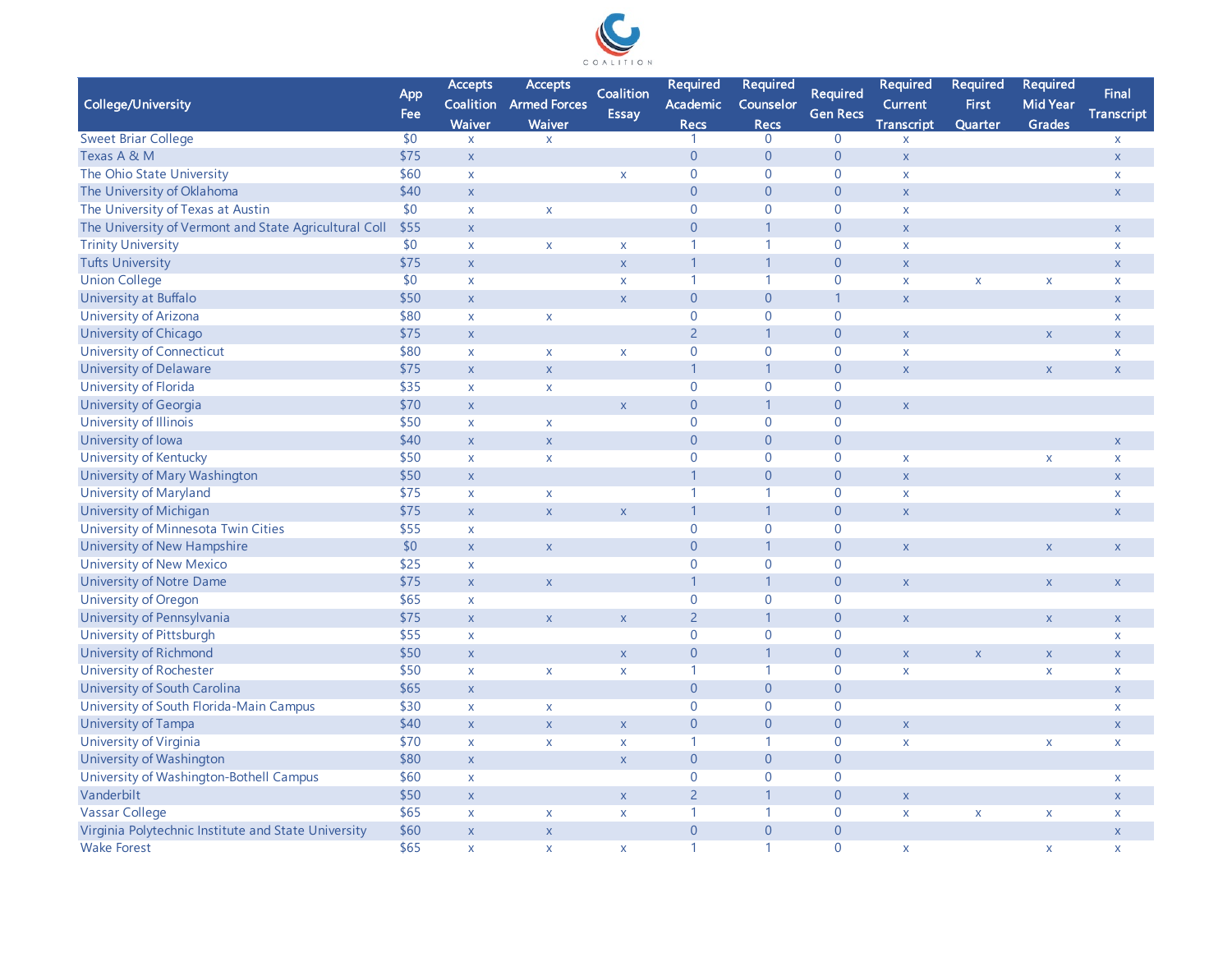COALITION

| College/University | App Fee | Accepts Coalition Waiver | Accepts Armed Forces Waiver | Coalition Essay | Required Academic Recs | Required Counselor Recs | Required Gen Recs | Required Current Transcript | Required First Quarter | Required Mid Year Grades | Final Transcript |
|---|---|---|---|---|---|---|---|---|---|---|---|
| Sweet Briar College | $0 | x | x | | 1 | 0 | 0 | x | | | x |
| Texas A & M | $75 | x | | | 0 | 0 | 0 | x | | | x |
| The Ohio State University | $60 | x | | x | 0 | 0 | 0 | x | | | x |
| The University of Oklahoma | $40 | x | | | 0 | 0 | 0 | x | | | x |
| The University of Texas at Austin | $0 | x | x | | 0 | 0 | 0 | x | | | |
| The University of Vermont and State Agricultural Coll | $55 | x | | | 0 | 1 | 0 | x | | | x |
| Trinity University | $0 | x | x | x | 1 | 1 | 0 | x | | | x |
| Tufts University | $75 | x | | x | 1 | 1 | 0 | x | | | x |
| Union College | $0 | x | | x | 1 | 1 | 0 | x | x | x | x |
| University at Buffalo | $50 | x | | x | 0 | 0 | 1 | x | | | x |
| University of Arizona | $80 | x | x | | 0 | 0 | 0 | | | | x |
| University of Chicago | $75 | x | | | 2 | 1 | 0 | x | | x | x |
| University of Connecticut | $80 | x | x | x | 0 | 0 | 0 | x | | | x |
| University of Delaware | $75 | x | x | | 1 | 1 | 0 | x | | x | x |
| University of Florida | $35 | x | x | | 0 | 0 | 0 | | | | |
| University of Georgia | $70 | x | | x | 0 | 1 | 0 | x | | | |
| University of Illinois | $50 | x | x | | 0 | 0 | 0 | | | | |
| University of Iowa | $40 | x | x | | 0 | 0 | 0 | | | | x |
| University of Kentucky | $50 | x | x | | 0 | 0 | 0 | x | | x | x |
| University of Mary Washington | $50 | x | | | 1 | 0 | 0 | x | | | x |
| University of Maryland | $75 | x | x | | 1 | 1 | 0 | x | | | x |
| University of Michigan | $75 | x | x | x | 1 | 1 | 0 | x | | | x |
| University of Minnesota Twin Cities | $55 | x | | | 0 | 0 | 0 | | | | |
| University of New Hampshire | $0 | x | x | | 0 | 1 | 0 | x | | x | x |
| University of New Mexico | $25 | x | | | 0 | 0 | 0 | | | | |
| University of Notre Dame | $75 | x | x | | 1 | 1 | 0 | x | | x | x |
| University of Oregon | $65 | x | | | 0 | 0 | 0 | | | | |
| University of Pennsylvania | $75 | x | x | x | 2 | 1 | 0 | x | | x | x |
| University of Pittsburgh | $55 | x | | | 0 | 0 | 0 | | | | x |
| University of Richmond | $50 | x | | x | 0 | 1 | 0 | x | x | x | x |
| University of Rochester | $50 | x | x | x | 1 | 1 | 0 | x | | x | x |
| University of South Carolina | $65 | x | | | 0 | 0 | 0 | | | | x |
| University of South Florida-Main Campus | $30 | x | x | | 0 | 0 | 0 | | | | x |
| University of Tampa | $40 | x | x | x | 0 | 0 | 0 | x | | | x |
| University of Virginia | $70 | x | x | x | 1 | 1 | 0 | x | | x | x |
| University of Washington | $80 | x | | x | 0 | 0 | 0 | | | | |
| University of Washington-Bothell Campus | $60 | x | | | 0 | 0 | 0 | | | | x |
| Vanderbilt | $50 | x | | x | 2 | 1 | 0 | x | | | x |
| Vassar College | $65 | x | x | x | 1 | 1 | 0 | x | x | x | x |
| Virginia Polytechnic Institute and State University | $60 | x | x | | 0 | 0 | 0 | | | | x |
| Wake Forest | $65 | x | x | x | 1 | 1 | 0 | x | | x | x |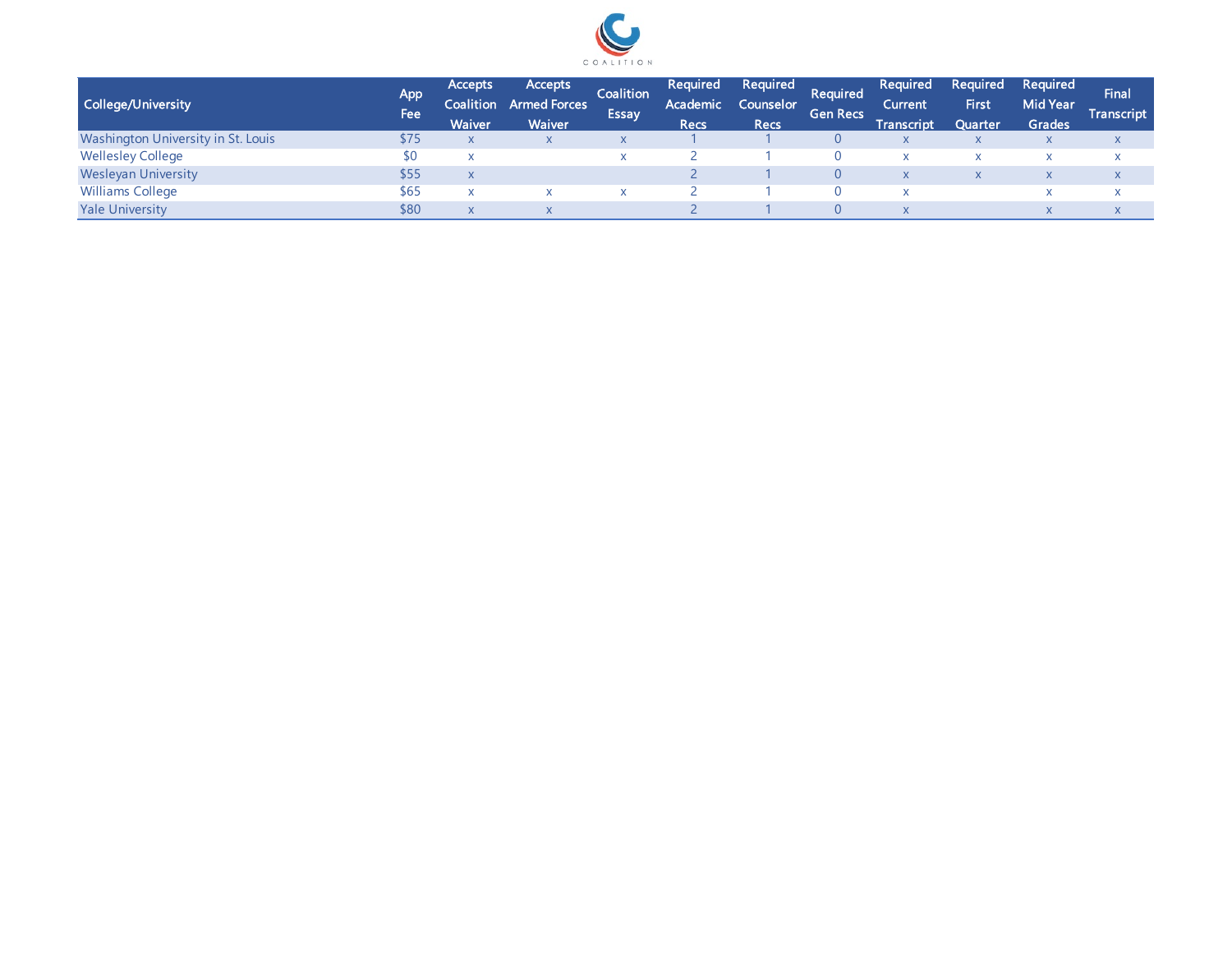COALITION

| College/University | App Fee | Accepts Coalition Waiver | Accepts Armed Forces Waiver | Coalition Essay | Required Academic Recs | Required Counselor Recs | Required Gen Recs | Required Current Transcript | Required First Quarter | Required Mid Year Grades | Final Transcript |
|---|---|---|---|---|---|---|---|---|---|---|---|
| Washington University in St. Louis | $75 | x | x | x | 1 | 1 | 0 | x | x | x | x |
| Wellesley College | $0 | x | | x | 2 | 1 | 0 | x | x | x | x |
| Wesleyan University | $55 | x | | | 2 | 1 | 0 | x | x | x | x |
| Williams College | $65 | x | x | x | 2 | 1 | 0 | x | | x | x |
| Yale University | $80 | x | x | | 2 | 1 | 0 | x | | x | x |